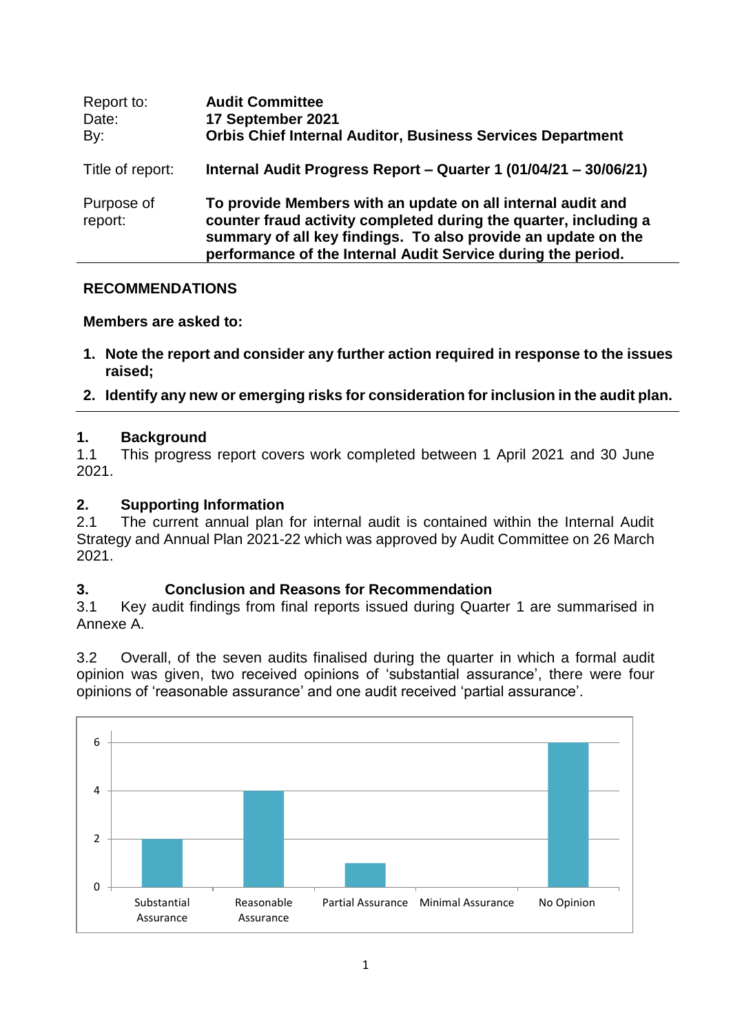| | |
|---|---|
| Report to: | **Audit Committee** |
| Date: | **17 September 2021** |
| By: | **Orbis Chief Internal Auditor, Business Services Department** |
| Title of report: | **Internal Audit Progress Report – Quarter 1 (01/04/21 – 30/06/21)** |
| Purpose of report: | **To provide Members with an update on all internal audit and counter fraud activity completed during the quarter, including a summary of all key findings. To also provide an update on the performance of the Internal Audit Service during the period.** |

## RECOMMENDATIONS

**Members are asked to:**

1. **Note the report and consider any further action required in response to the issues raised;**
2. **Identify any new or emerging risks for consideration for inclusion in the audit plan.**

## 1. Background

1.1 This progress report covers work completed between 1 April 2021 and 30 June 2021.

## 2. Supporting Information

2.1 The current annual plan for internal audit is contained within the Internal Audit Strategy and Annual Plan 2021-22 which was approved by Audit Committee on 26 March 2021.

## 3. Conclusion and Reasons for Recommendation

3.1 Key audit findings from final reports issued during Quarter 1 are summarised in Annexe A.

3.2 Overall, of the seven audits finalised during the quarter in which a formal audit opinion was given, two received opinions of 'substantial assurance', there were four opinions of 'reasonable assurance' and one audit received 'partial assurance'.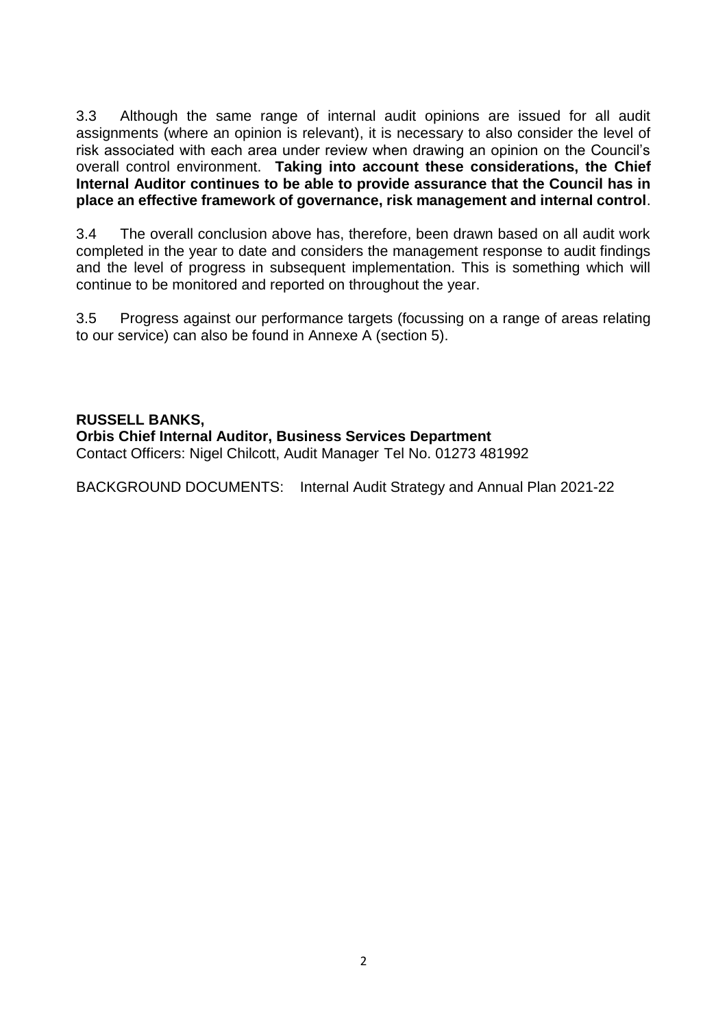3.3 Although the same range of internal audit opinions are issued for all audit assignments (where an opinion is relevant), it is necessary to also consider the level of risk associated with each area under review when drawing an opinion on the Council's overall control environment. **Taking into account these considerations, the Chief Internal Auditor continues to be able to provide assurance that the Council has in place an effective framework of governance, risk management and internal control**.

3.4 The overall conclusion above has, therefore, been drawn based on all audit work completed in the year to date and considers the management response to audit findings and the level of progress in subsequent implementation. This is something which will continue to be monitored and reported on throughout the year.

3.5 Progress against our performance targets (focussing on a range of areas relating to our service) can also be found in Annexe A (section 5).

**RUSSELL BANKS,**
**Orbis Chief Internal Auditor, Business Services Department**
Contact Officers: Nigel Chilcott, Audit Manager Tel No. 01273 481992

BACKGROUND DOCUMENTS: Internal Audit Strategy and Annual Plan 2021-22